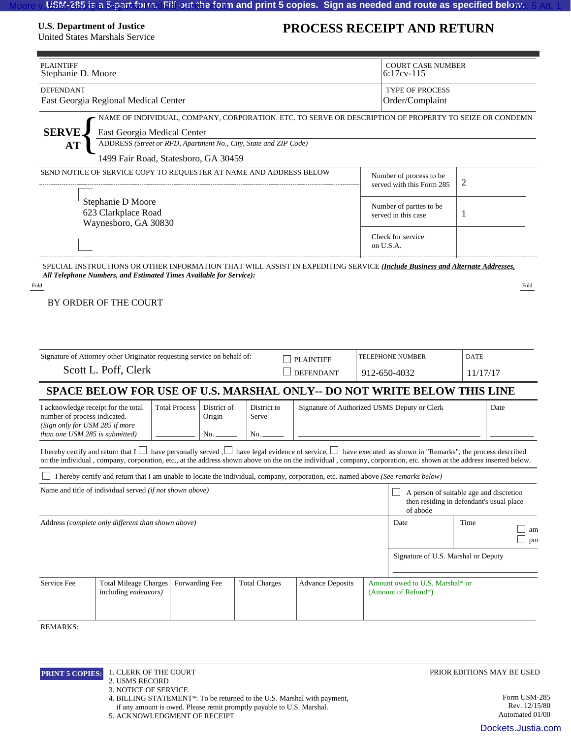USM-285 is a 5-part form. Fill out the form and print 5 copies. Sign as needed and route as specified below.

**U.S. Department of Justice**
United States Marshals Service

# PROCESS RECEIPT AND RETURN

| PLAINTIFF | COURT CASE NUMBER |
|---|---|
| Stephanie D. Moore | 6:17cv-115 |
| **DEFENDANT** | **TYPE OF PROCESS** |
| East Georgia Regional Medical Center | Order/Complaint |

**SERVE AT**

NAME OF INDIVIDUAL, COMPANY, CORPORATION. ETC. TO SERVE OR DESCRIPTION OF PROPERTY TO SEIZE OR CONDEMN
East Georgia Medical Center

ADDRESS *(Street or RFD, Apartment No., City, State and ZIP Code)*
1499 Fair Road, Statesboro, GA 30459

SEND NOTICE OF SERVICE COPY TO REQUESTER AT NAME AND ADDRESS BELOW

Stephanie D Moore
623 Clarkplace Road
Waynesboro, GA 30830

| | |
|---|---|
| Number of process to be served with this Form 285 | 2 |
| Number of parties to be served in this case | 1 |
| Check for service on U.S.A. | |

SPECIAL INSTRUCTIONS OR OTHER INFORMATION THAT WILL ASSIST IN EXPEDITING SERVICE *(Include Business and Alternate Addresses, All Telephone Numbers, and Estimated Times Available for Service):*

Fold — Fold

BY ORDER OF THE COURT

| Signature of Attorney other Originator requesting service on behalf of: | | TELEPHONE NUMBER | DATE |
|---|---|---|---|
| Scott L. Poff, Clerk | ☐ PLAINTIFF ☐ DEFENDANT | 912-650-4032 | 11/17/17 |

## SPACE BELOW FOR USE OF U.S. MARSHAL ONLY-- DO NOT WRITE BELOW THIS LINE

| I acknowledge receipt for the total number of process indicated. *(Sign only for USM 285 if more than one USM 285 is submitted)* | Total Process | District of Origin | District to Serve | Signature of Authorized USMS Deputy or Clerk | Date |
|---|---|---|---|---|---|
| | | No. | No. | | |

I hereby certify and return that I ☐ have personally served , ☐ have legal evidence of service, ☐ have executed as shown in "Remarks", the process described on the individual , company, corporation, etc., at the address shown above on the on the individual , company, corporation, etc. shown at the address inserted below.

☐ I hereby certify and return that I am unable to locate the individual, company, corporation, etc. named above *(See remarks below)*

| Name and title of individual served *(if not shown above)* | ☐ A person of suitable age and discretion then residing in defendant's usual place of abode | |
|---|---|---|
| Address *(complete only different than shown above)* | Date | Time ☐ am ☐ pm |
| | Signature of U.S. Marshal or Deputy | |

| Service Fee | Total Mileage Charges including *endeavors)* | Forwarding Fee | Total Charges | Advance Deposits | Amount owed to U.S. Marshal* or (Amount of Refund*) |
|---|---|---|---|---|---|
| | | | | | |

REMARKS:

**PRINT 5 COPIES:**
1. CLERK OF THE COURT
2. USMS RECORD
3. NOTICE OF SERVICE
4. BILLING STATEMENT*: To be returned to the U.S. Marshal with payment, if any amount is owed. Please remit promptly payable to U.S. Marshal.
5. ACKNOWLEDGMENT OF RECEIPT

PRIOR EDITIONS MAY BE USED

Form USM-285
Rev. 12/15/80
Automated 01/00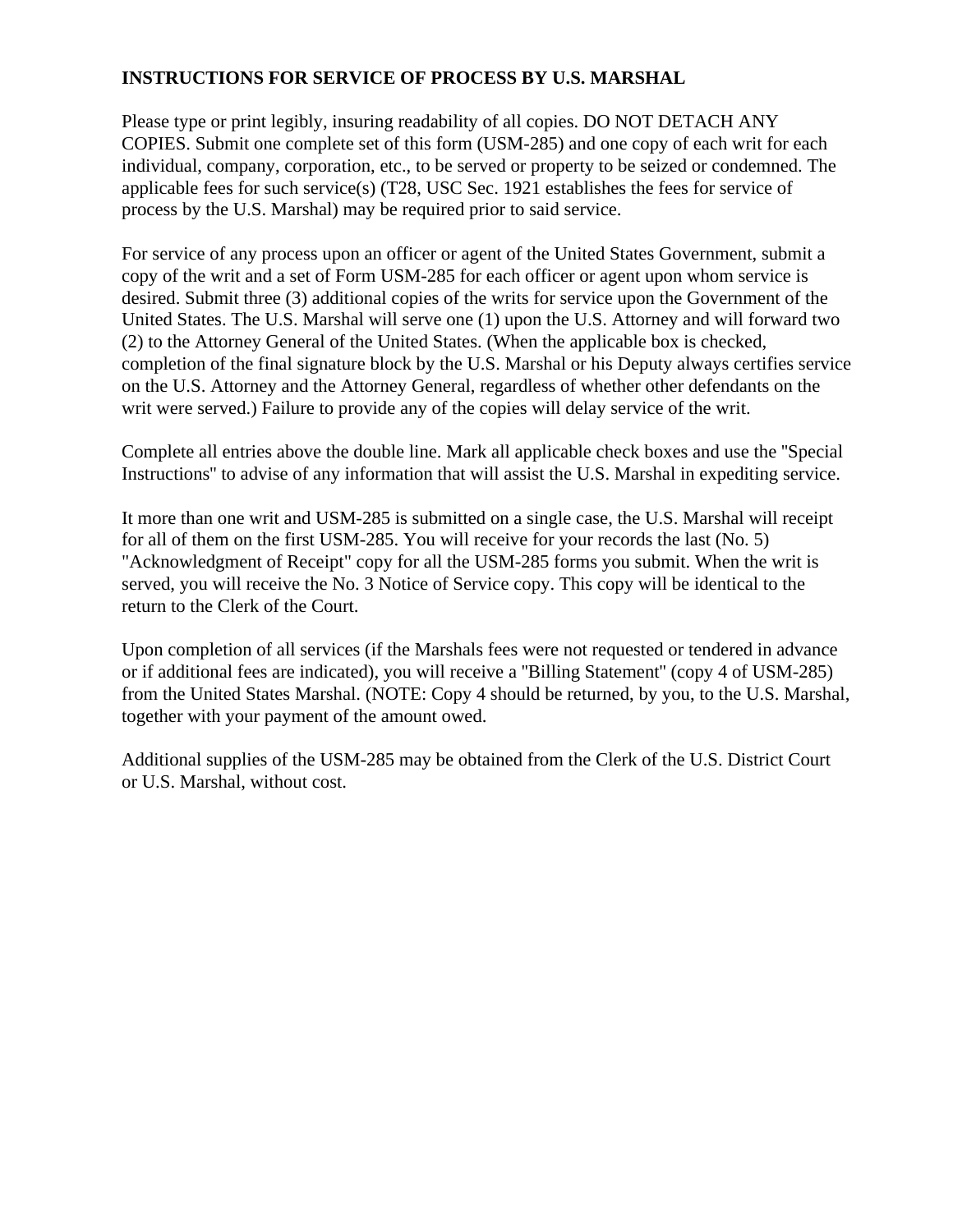**INSTRUCTIONS FOR SERVICE OF PROCESS BY U.S. MARSHAL**

Please type or print legibly, insuring readability of all copies. DO NOT DETACH ANY COPIES. Submit one complete set of this form (USM-285) and one copy of each writ for each individual, company, corporation, etc., to be served or property to be seized or condemned. The applicable fees for such service(s) (T28, USC Sec. 1921 establishes the fees for service of process by the U.S. Marshal) may be required prior to said service.

For service of any process upon an officer or agent of the United States Government, submit a copy of the writ and a set of Form USM-285 for each officer or agent upon whom service is desired. Submit three (3) additional copies of the writs for service upon the Government of the United States. The U.S. Marshal will serve one (1) upon the U.S. Attorney and will forward two (2) to the Attorney General of the United States. (When the applicable box is checked, completion of the final signature block by the U.S. Marshal or his Deputy always certifies service on the U.S. Attorney and the Attorney General, regardless of whether other defendants on the writ were served.) Failure to provide any of the copies will delay service of the writ.

Complete all entries above the double line. Mark all applicable check boxes and use the "Special Instructions" to advise of any information that will assist the U.S. Marshal in expediting service.

It more than one writ and USM-285 is submitted on a single case, the U.S. Marshal will receipt for all of them on the first USM-285. You will receive for your records the last (No. 5) "Acknowledgment of Receipt" copy for all the USM-285 forms you submit. When the writ is served, you will receive the No. 3 Notice of Service copy. This copy will be identical to the return to the Clerk of the Court.

Upon completion of all services (if the Marshals fees were not requested or tendered in advance or if additional fees are indicated), you will receive a "Billing Statement" (copy 4 of USM-285) from the United States Marshal. (NOTE: Copy 4 should be returned, by you, to the U.S. Marshal, together with your payment of the amount owed.

Additional supplies of the USM-285 may be obtained from the Clerk of the U.S. District Court or U.S. Marshal, without cost.